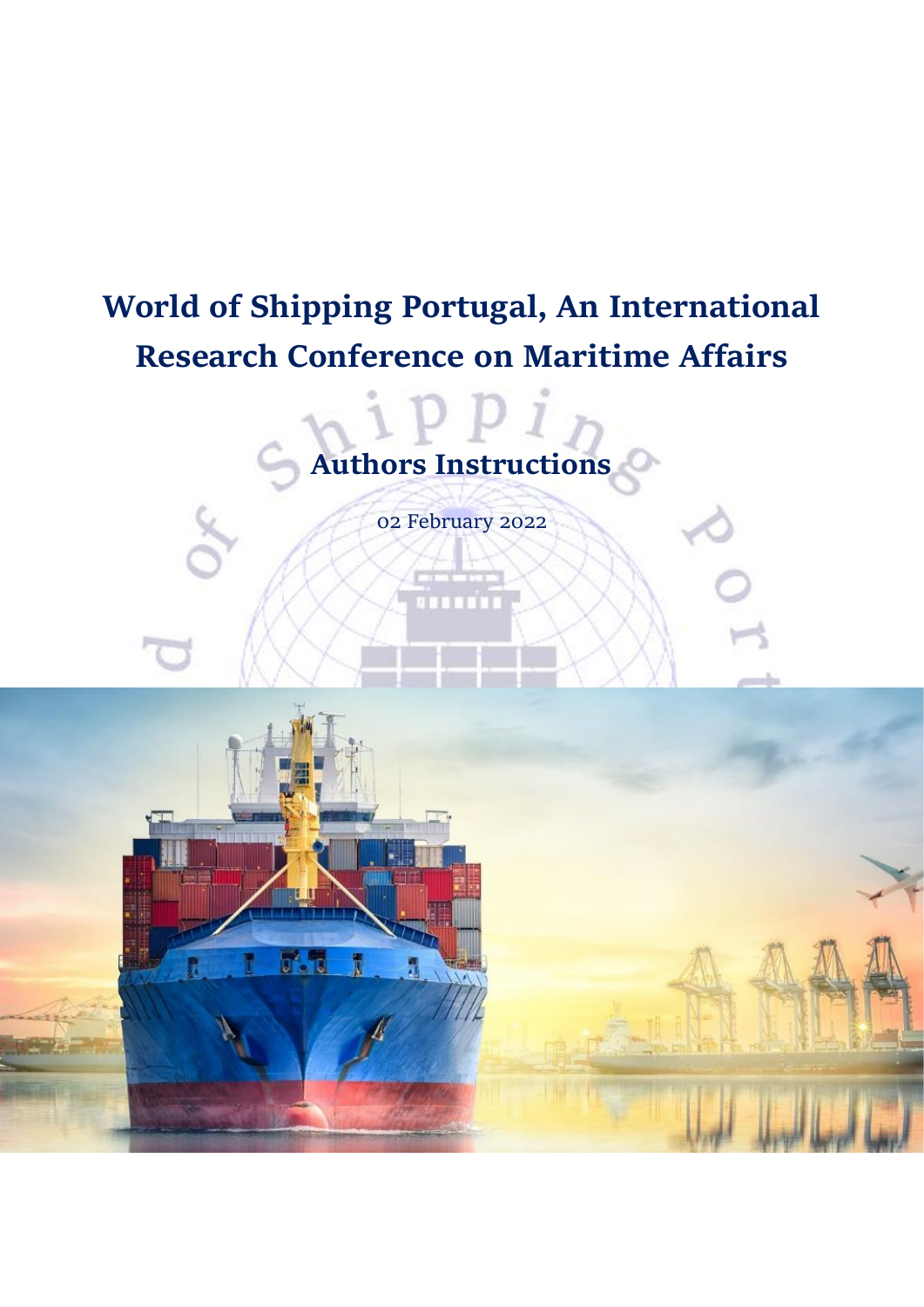# World of Shipping Portugal, An International Research Conference on Maritime Affairs

## Authors Instructions

02 February 2022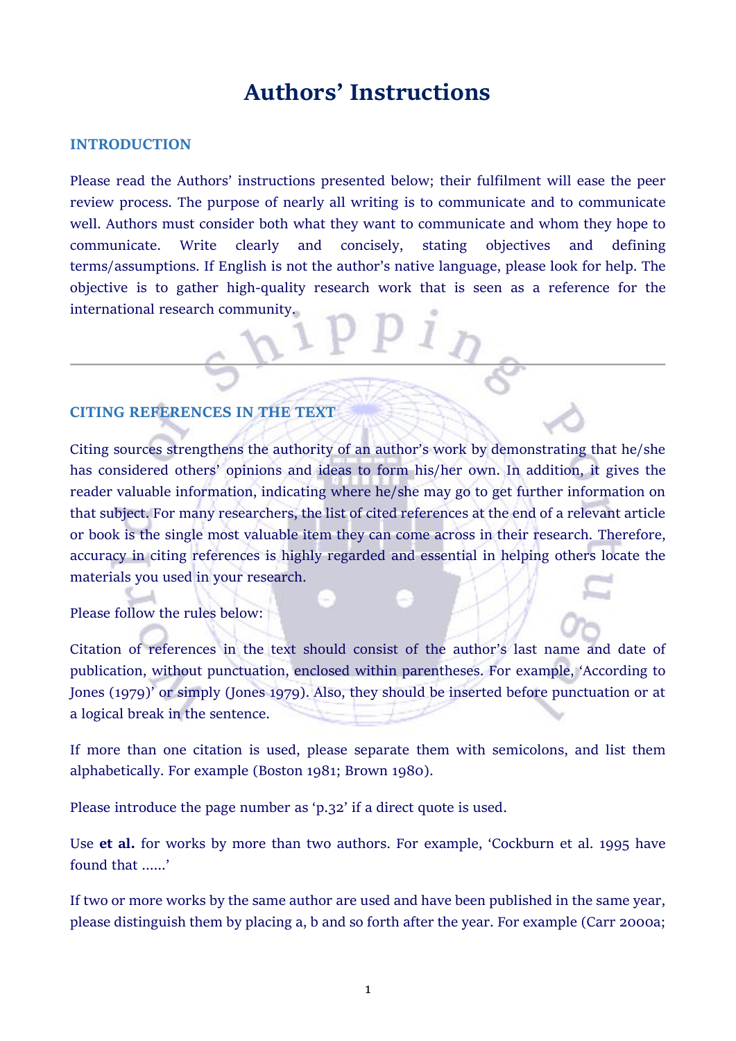# Authors' Instructions

## INTRODUCTION

Please read the Authors' instructions presented below; their fulfilment will ease the peer review process. The purpose of nearly all writing is to communicate and to communicate well. Authors must consider both what they want to communicate and whom they hope to communicate. Write clearly and concisely, stating objectives and defining terms/assumptions. If English is not the author's native language, please look for help. The objective is to gather high-quality research work that is seen as a reference for the international research community.

---

## CITING REFERENCES IN THE TEXT

Citing sources strengthens the authority of an author's work by demonstrating that he/she has considered others' opinions and ideas to form his/her own. In addition, it gives the reader valuable information, indicating where he/she may go to get further information on that subject. For many researchers, the list of cited references at the end of a relevant article or book is the single most valuable item they can come across in their research. Therefore, accuracy in citing references is highly regarded and essential in helping others locate the materials you used in your research.

Please follow the rules below:

Citation of references in the text should consist of the author's last name and date of publication, without punctuation, enclosed within parentheses. For example, 'According to Jones (1979)' or simply (Jones 1979). Also, they should be inserted before punctuation or at a logical break in the sentence.

If more than one citation is used, please separate them with semicolons, and list them alphabetically. For example (Boston 1981; Brown 1980).

Please introduce the page number as 'p.32' if a direct quote is used.

Use **et al.** for works by more than two authors. For example, 'Cockburn et al. 1995 have found that ......'

If two or more works by the same author are used and have been published in the same year, please distinguish them by placing a, b and so forth after the year. For example (Carr 2000a;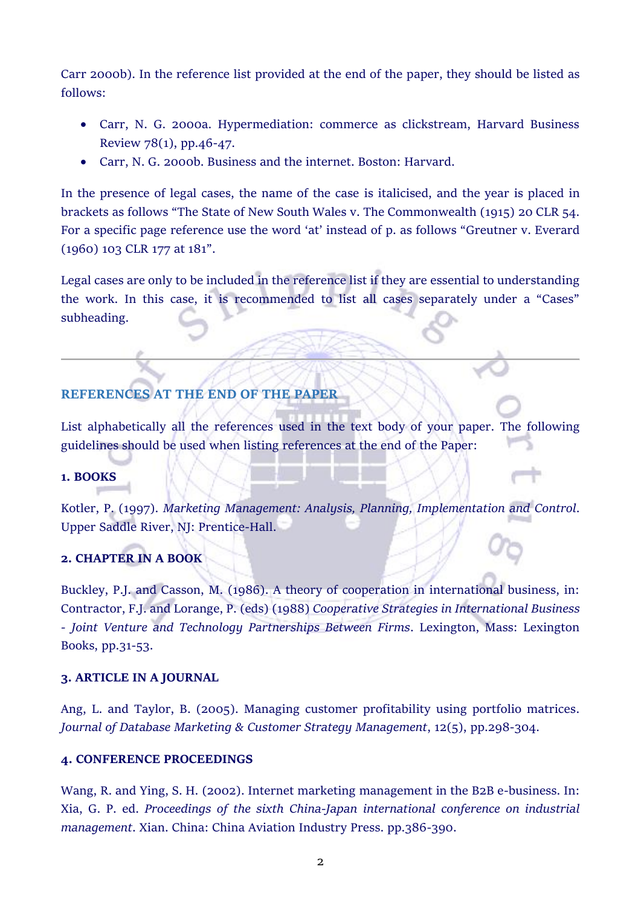Carr 2000b). In the reference list provided at the end of the paper, they should be listed as follows:

- Carr, N. G. 2000a. Hypermediation: commerce as clickstream, Harvard Business Review 78(1), pp.46-47.
- Carr, N. G. 2000b. Business and the internet. Boston: Harvard.

In the presence of legal cases, the name of the case is italicised, and the year is placed in brackets as follows "The State of New South Wales v. The Commonwealth (1915) 20 CLR 54. For a specific page reference use the word 'at' instead of p. as follows "Greutner v. Everard (1960) 103 CLR 177 at 181".

Legal cases are only to be included in the reference list if they are essential to understanding the work. In this case, it is recommended to list all cases separately under a "Cases" subheading.

---

## REFERENCES AT THE END OF THE PAPER

List alphabetically all the references used in the text body of your paper. The following guidelines should be used when listing references at the end of the Paper:

### 1. BOOKS

Kotler, P. (1997). *Marketing Management: Analysis, Planning, Implementation and Control*. Upper Saddle River, NJ: Prentice-Hall.

### 2. CHAPTER IN A BOOK

Buckley, P.J. and Casson, M. (1986). A theory of cooperation in international business, in: Contractor, F.J. and Lorange, P. (eds) (1988) *Cooperative Strategies in International Business - Joint Venture and Technology Partnerships Between Firms*. Lexington, Mass: Lexington Books, pp.31-53.

### 3. ARTICLE IN A JOURNAL

Ang, L. and Taylor, B. (2005). Managing customer profitability using portfolio matrices. *Journal of Database Marketing & Customer Strategy Management*, 12(5), pp.298-304.

### 4. CONFERENCE PROCEEDINGS

Wang, R. and Ying, S. H. (2002). Internet marketing management in the B2B e-business. In: Xia, G. P. ed. *Proceedings of the sixth China-Japan international conference on industrial management*. Xian. China: China Aviation Industry Press. pp.386-390.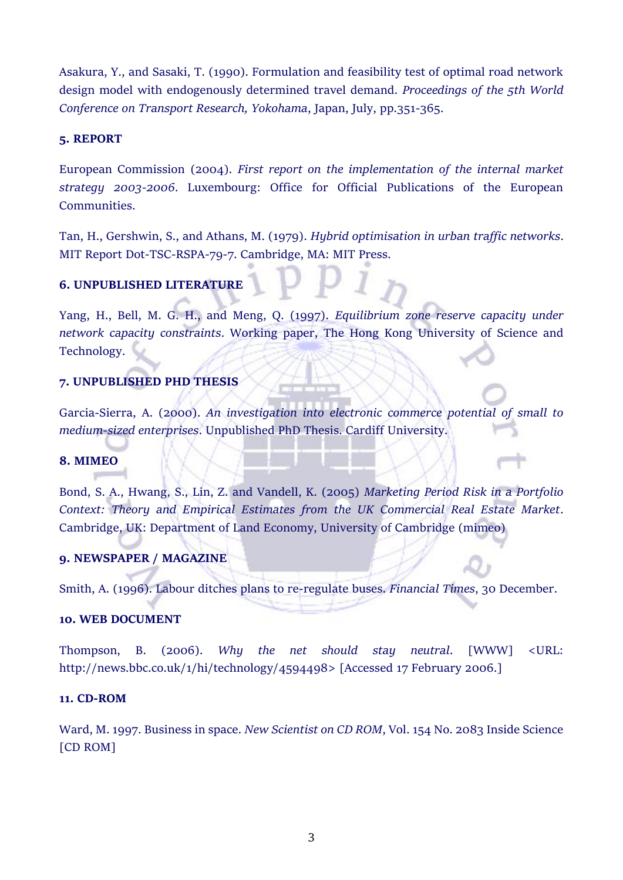Asakura, Y., and Sasaki, T. (1990). Formulation and feasibility test of optimal road network design model with endogenously determined travel demand. *Proceedings of the 5th World Conference on Transport Research, Yokohama*, Japan, July, pp.351-365.

**5. REPORT**

European Commission (2004). *First report on the implementation of the internal market strategy 2003-2006*. Luxembourg: Office for Official Publications of the European Communities.

Tan, H., Gershwin, S., and Athans, M. (1979). *Hybrid optimisation in urban traffic networks*. MIT Report Dot-TSC-RSPA-79-7. Cambridge, MA: MIT Press.

**6. UNPUBLISHED LITERATURE**

Yang, H., Bell, M. G. H., and Meng, Q. (1997). *Equilibrium zone reserve capacity under network capacity constraints*. Working paper, The Hong Kong University of Science and Technology.

**7. UNPUBLISHED PHD THESIS**

Garcia-Sierra, A. (2000). *An investigation into electronic commerce potential of small to medium-sized enterprises*. Unpublished PhD Thesis. Cardiff University.

**8. MIMEO**

Bond, S. A., Hwang, S., Lin, Z. and Vandell, K. (2005) *Marketing Period Risk in a Portfolio Context: Theory and Empirical Estimates from the UK Commercial Real Estate Market*. Cambridge, UK: Department of Land Economy, University of Cambridge (mimeo)

**9. NEWSPAPER / MAGAZINE**

Smith, A. (1996). Labour ditches plans to re-regulate buses. *Financial Times*, 30 December.

**10. WEB DOCUMENT**

Thompson, B. (2006). *Why the net should stay neutral*. [WWW] <URL: http://news.bbc.co.uk/1/hi/technology/4594498> [Accessed 17 February 2006.]

**11. CD-ROM**

Ward, M. 1997. Business in space. *New Scientist on CD ROM*, Vol. 154 No. 2083 Inside Science [CD ROM]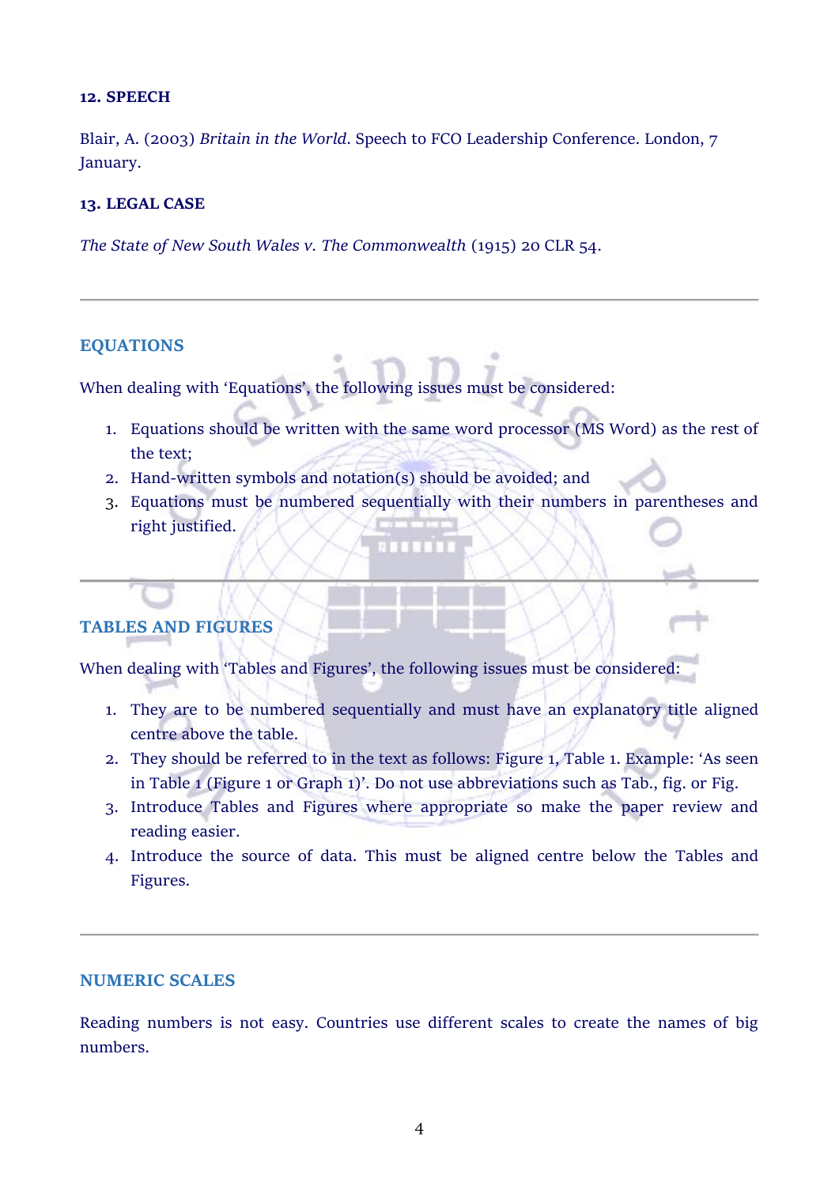**12. SPEECH**

Blair, A. (2003) *Britain in the World*. Speech to FCO Leadership Conference. London, 7 January.

**13. LEGAL CASE**

*The State of New South Wales v. The Commonwealth* (1915) 20 CLR 54.

---

## EQUATIONS

When dealing with 'Equations', the following issues must be considered:

1. Equations should be written with the same word processor (MS Word) as the rest of the text;
2. Hand-written symbols and notation(s) should be avoided; and
3. Equations must be numbered sequentially with their numbers in parentheses and right justified.

---

## TABLES AND FIGURES

When dealing with 'Tables and Figures', the following issues must be considered:

1. They are to be numbered sequentially and must have an explanatory title aligned centre above the table.
2. They should be referred to in the text as follows: Figure 1, Table 1. Example: 'As seen in Table 1 (Figure 1 or Graph 1)'. Do not use abbreviations such as Tab., fig. or Fig.
3. Introduce Tables and Figures where appropriate so make the paper review and reading easier.
4. Introduce the source of data. This must be aligned centre below the Tables and Figures.

---

## NUMERIC SCALES

Reading numbers is not easy. Countries use different scales to create the names of big numbers.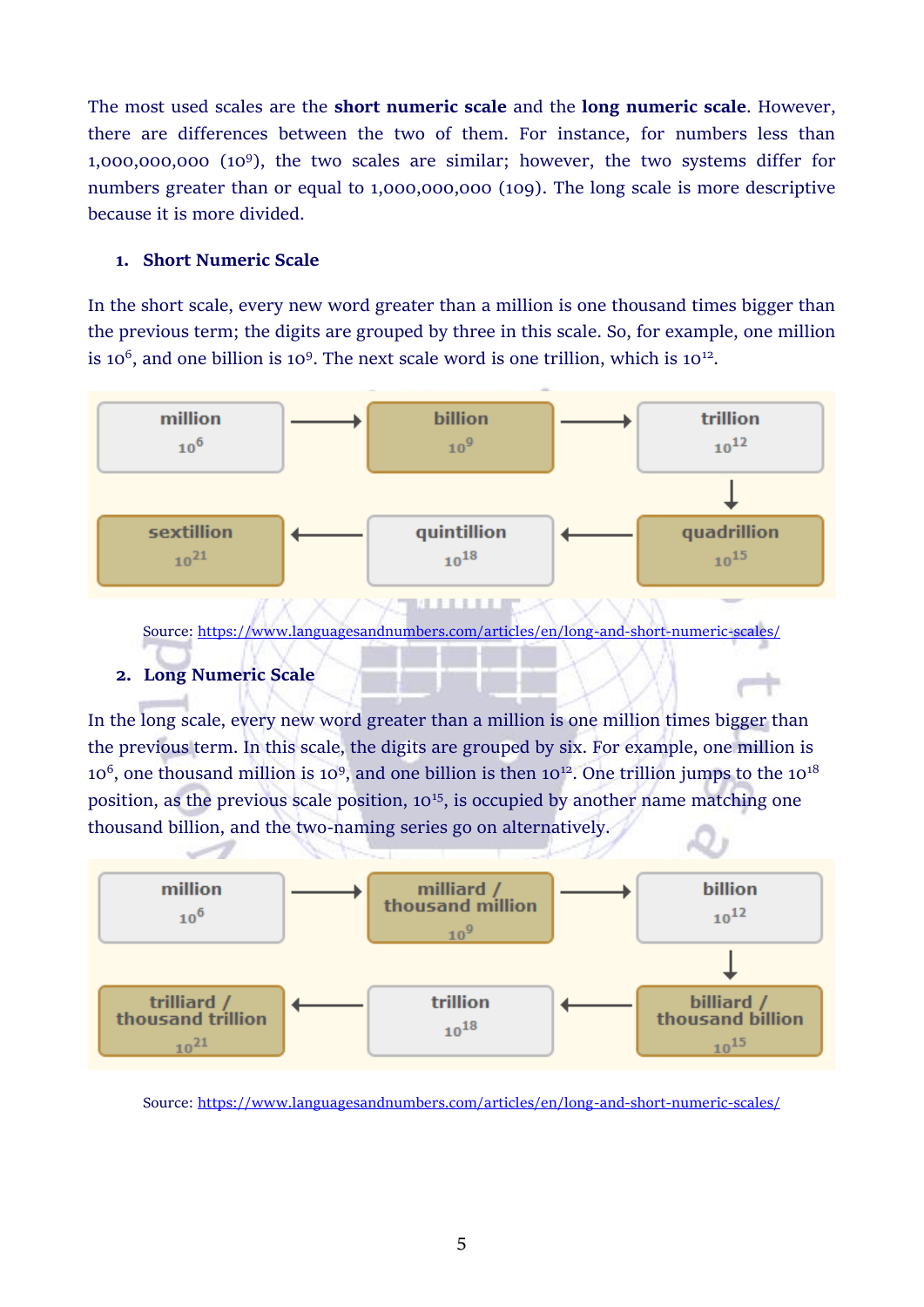The most used scales are the **short numeric scale** and the **long numeric scale**. However, there are differences between the two of them. For instance, for numbers less than 1,000,000,000 ($10^9$), the two scales are similar; however, the two systems differ for numbers greater than or equal to 1,000,000,000 (109). The long scale is more descriptive because it is more divided.

## 1. Short Numeric Scale

In the short scale, every new word greater than a million is one thousand times bigger than the previous term; the digits are grouped by three in this scale. So, for example, one million is $10^6$, and one billion is $10^9$. The next scale word is one trillion, which is $10^{12}$.

| | | |
|---|---|---|
| million $10^6$ → | billion $10^9$ → | trillion $10^{12}$ ↓ |
| sextillion $10^{21}$ | ← quintillion $10^{18}$ | ← quadrillion $10^{15}$ |

Source: https://www.languagesandnumbers.com/articles/en/long-and-short-numeric-scales/

## 2. Long Numeric Scale

In the long scale, every new word greater than a million is one million times bigger than the previous term. In this scale, the digits are grouped by six. For example, one million is $10^6$, one thousand million is $10^9$, and one billion is then $10^{12}$. One trillion jumps to the $10^{18}$ position, as the previous scale position, $10^{15}$, is occupied by another name matching one thousand billion, and the two-naming series go on alternatively.

| | | |
|---|---|---|
| million $10^6$ → | milliard / thousand million $10^9$ → | billion $10^{12}$ ↓ |
| trilliard / thousand trillion $10^{21}$ | ← trillion $10^{18}$ | ← billiard / thousand billion $10^{15}$ |

Source: https://www.languagesandnumbers.com/articles/en/long-and-short-numeric-scales/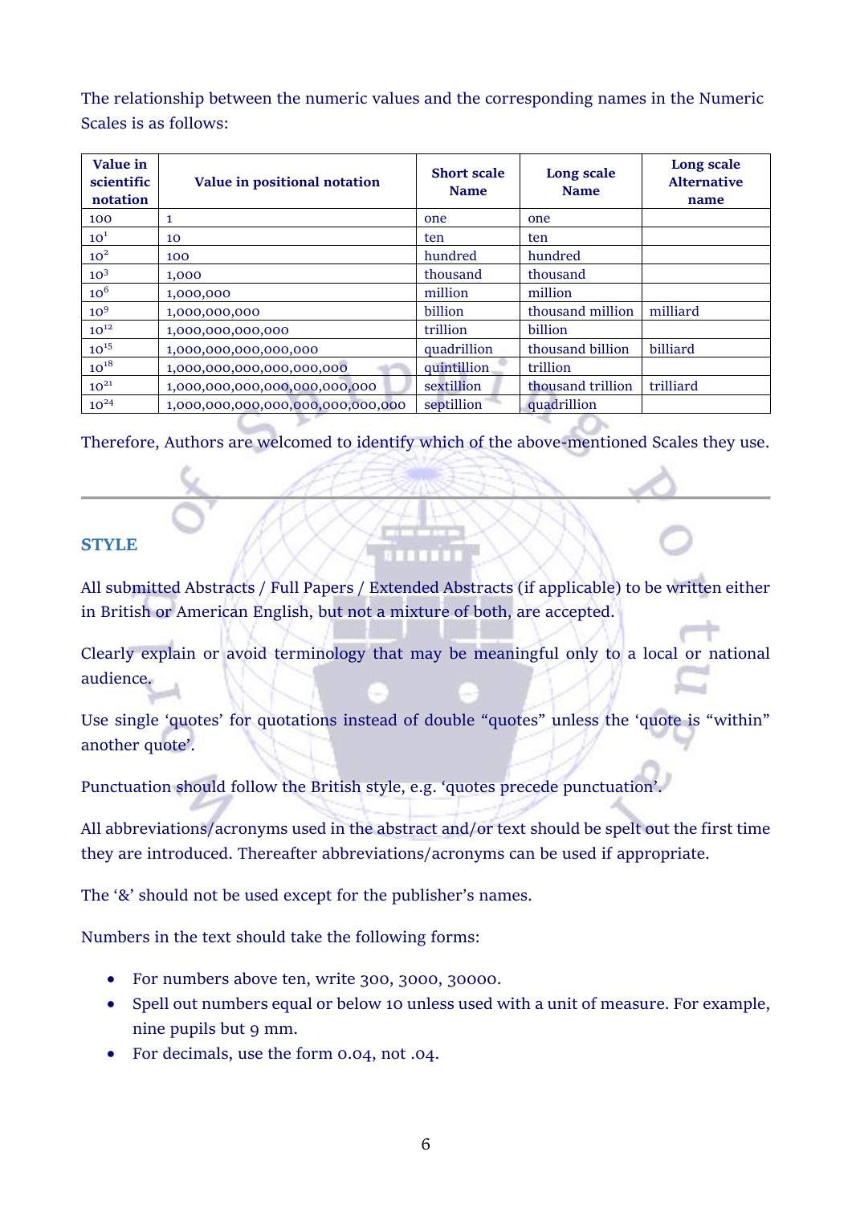The relationship between the numeric values and the corresponding names in the Numeric Scales is as follows:

| Value in scientific notation | Value in positional notation | Short scale Name | Long scale Name | Long scale Alternative name |
|---|---|---|---|---|
| $10^0$ | 1 | one | one | |
| $10^1$ | 10 | ten | ten | |
| $10^2$ | 100 | hundred | hundred | |
| $10^3$ | 1,000 | thousand | thousand | |
| $10^6$ | 1,000,000 | million | million | |
| $10^9$ | 1,000,000,000 | billion | thousand million | milliard |
| $10^{12}$ | 1,000,000,000,000 | trillion | billion | |
| $10^{15}$ | 1,000,000,000,000,000 | quadrillion | thousand billion | billiard |
| $10^{18}$ | 1,000,000,000,000,000,000 | quintillion | trillion | |
| $10^{21}$ | 1,000,000,000,000,000,000,000 | sextillion | thousand trillion | trilliard |
| $10^{24}$ | 1,000,000,000,000,000,000,000,000 | septillion | quadrillion | |

Therefore, Authors are welcomed to identify which of the above-mentioned Scales they use.

---

## STYLE

All submitted Abstracts / Full Papers / Extended Abstracts (if applicable) to be written either in British or American English, but not a mixture of both, are accepted.

Clearly explain or avoid terminology that may be meaningful only to a local or national audience.

Use single 'quotes' for quotations instead of double "quotes" unless the 'quote is "within" another quote'.

Punctuation should follow the British style, e.g. 'quotes precede punctuation'.

All abbreviations/acronyms used in the abstract and/or text should be spelt out the first time they are introduced. Thereafter abbreviations/acronyms can be used if appropriate.

The '&' should not be used except for the publisher's names.

Numbers in the text should take the following forms:

- For numbers above ten, write 300, 3000, 30000.
- Spell out numbers equal or below 10 unless used with a unit of measure. For example, nine pupils but 9 mm.
- For decimals, use the form 0.04, not .04.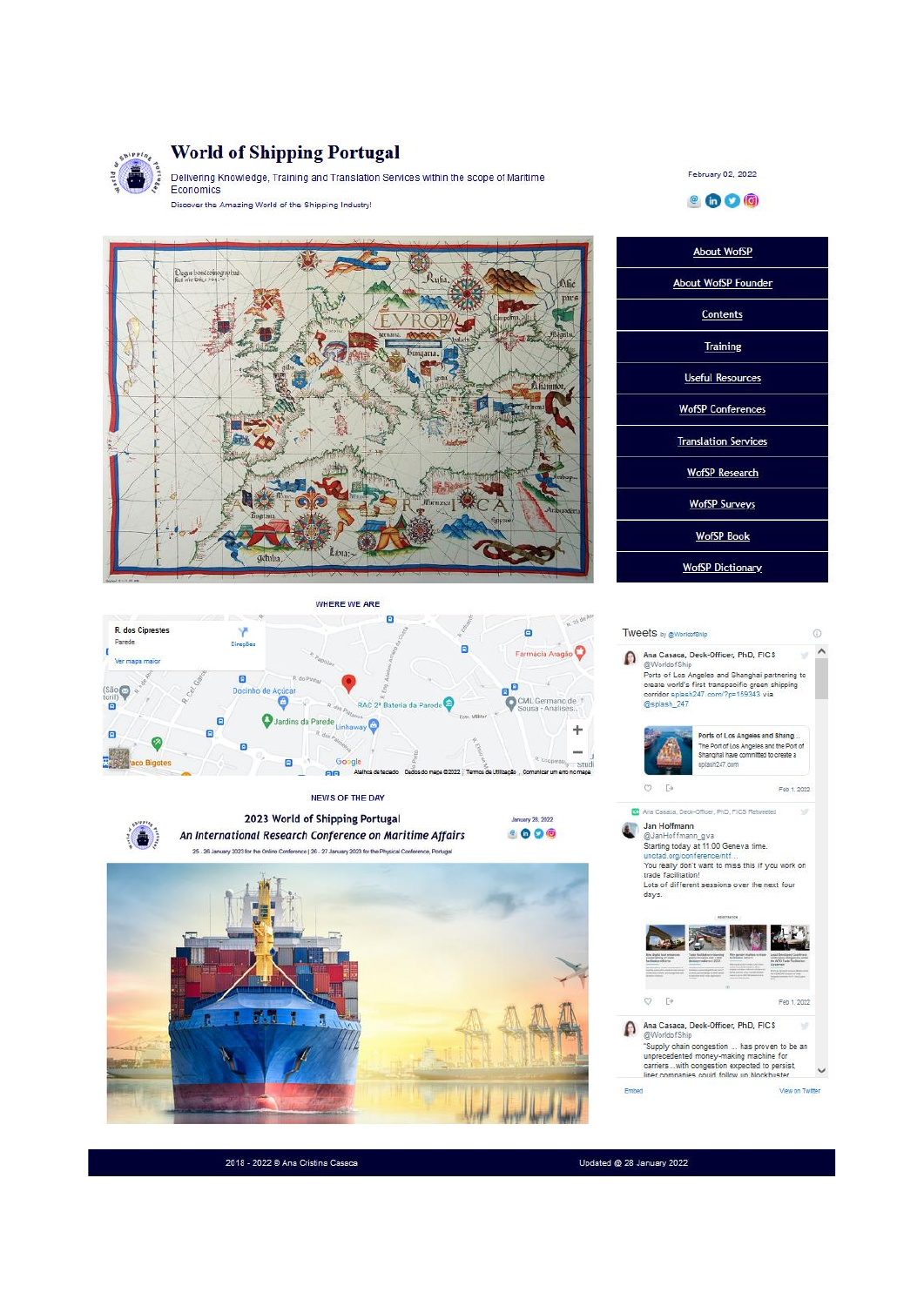# World of Shipping Portugal

Delivering Knowledge, Training and Translation Services within the scope of Maritime Economics

Discover the Amazing World of the Shipping Industry!

February 02, 2022

- About WofSP
- About WofSP Founder
- Contents
- Training
- Useful Resources
- WofSP Conferences
- Translation Services
- WofSP Research
- WofSP Surveys
- WofSP Book
- WofSP Dictionary

WHERE WE ARE

R. dos Ciprestes
Parede
Ver maps maior
Direções

NEWS OF THE DAY

2023 World of Shipping Portugal

*An International Research Conference on Maritime Affairs*

25 - 26 January 2023 for the Online Conference | 26 - 27 January 2023 for the Physical Conference, Portugal

January 28, 2022

Tweets by @WorldofShip

Ana Casaca, Deck-Officer, PhD, FICS
@WorldofShip
Ports of Los Angeles and Shanghai partnering to create world's first transpacific green shipping corridor splash247.com/?p=159343 via @splash_247

Ports of Los Angeles and Shang...
The Port of Los Angeles and the Port of Shanghai have committed to create a ...
splash247.com

Feb 1, 2022

Ana Casaca, Deck-Officer, PhD, FICS Retweeted

Jan Hoffmann
@JanHoffmann_gva
Starting today at 11:00 Geneva time.
unctad.org/conference/ntf...
You really don't want to miss this if you work on trade facilitation!
Lots of different sessions over the next four days.

Feb 1, 2022

Ana Casaca, Deck-Officer, PhD, FICS
@WorldofShip
"Supply chain congestion ... has proven to be an unprecedented money-making machine for carriers...with congestion expected to persist, liner companies could follow up blockbuster

Embed | View on Twitter

2018 - 2022 © Ana Cristina Casaca | Updated @ 28 January 2022